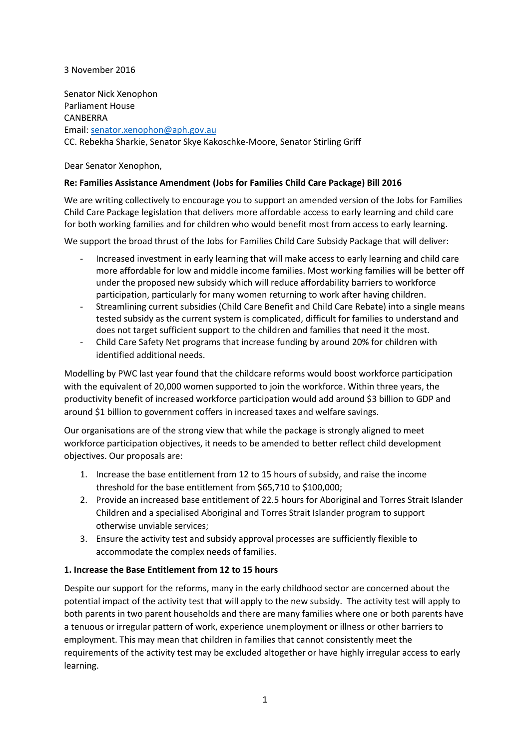3 November 2016

Senator Nick Xenophon
Parliament House
CANBERRA
Email: senator.xenophon@aph.gov.au
CC. Rebekha Sharkie, Senator Skye Kakoschke-Moore, Senator Stirling Griff

Dear Senator Xenophon,

**Re: Families Assistance Amendment (Jobs for Families Child Care Package) Bill 2016**

We are writing collectively to encourage you to support an amended version of the Jobs for Families Child Care Package legislation that delivers more affordable access to early learning and child care for both working families and for children who would benefit most from access to early learning.

We support the broad thrust of the Jobs for Families Child Care Subsidy Package that will deliver:

- Increased investment in early learning that will make access to early learning and child care more affordable for low and middle income families. Most working families will be better off under the proposed new subsidy which will reduce affordability barriers to workforce participation, particularly for many women returning to work after having children.
- Streamlining current subsidies (Child Care Benefit and Child Care Rebate) into a single means tested subsidy as the current system is complicated, difficult for families to understand and does not target sufficient support to the children and families that need it the most.
- Child Care Safety Net programs that increase funding by around 20% for children with identified additional needs.

Modelling by PWC last year found that the childcare reforms would boost workforce participation with the equivalent of 20,000 women supported to join the workforce. Within three years, the productivity benefit of increased workforce participation would add around $3 billion to GDP and around $1 billion to government coffers in increased taxes and welfare savings.

Our organisations are of the strong view that while the package is strongly aligned to meet workforce participation objectives, it needs to be amended to better reflect child development objectives. Our proposals are:

1. Increase the base entitlement from 12 to 15 hours of subsidy, and raise the income threshold for the base entitlement from $65,710 to $100,000;
2. Provide an increased base entitlement of 22.5 hours for Aboriginal and Torres Strait Islander Children and a specialised Aboriginal and Torres Strait Islander program to support otherwise unviable services;
3. Ensure the activity test and subsidy approval processes are sufficiently flexible to accommodate the complex needs of families.

**1. Increase the Base Entitlement from 12 to 15 hours**

Despite our support for the reforms, many in the early childhood sector are concerned about the potential impact of the activity test that will apply to the new subsidy. The activity test will apply to both parents in two parent households and there are many families where one or both parents have a tenuous or irregular pattern of work, experience unemployment or illness or other barriers to employment. This may mean that children in families that cannot consistently meet the requirements of the activity test may be excluded altogether or have highly irregular access to early learning.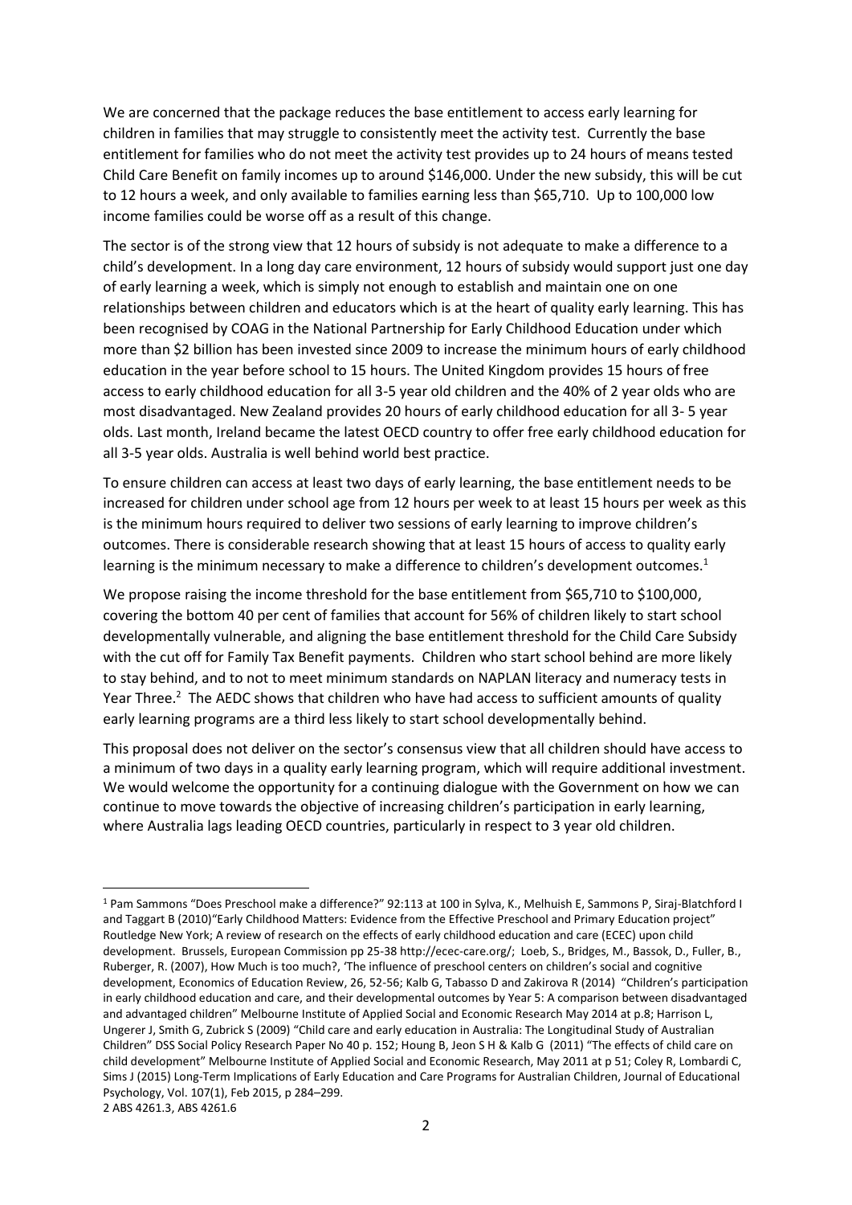We are concerned that the package reduces the base entitlement to access early learning for children in families that may struggle to consistently meet the activity test. Currently the base entitlement for families who do not meet the activity test provides up to 24 hours of means tested Child Care Benefit on family incomes up to around $146,000. Under the new subsidy, this will be cut to 12 hours a week, and only available to families earning less than $65,710. Up to 100,000 low income families could be worse off as a result of this change.

The sector is of the strong view that 12 hours of subsidy is not adequate to make a difference to a child's development. In a long day care environment, 12 hours of subsidy would support just one day of early learning a week, which is simply not enough to establish and maintain one on one relationships between children and educators which is at the heart of quality early learning. This has been recognised by COAG in the National Partnership for Early Childhood Education under which more than $2 billion has been invested since 2009 to increase the minimum hours of early childhood education in the year before school to 15 hours. The United Kingdom provides 15 hours of free access to early childhood education for all 3-5 year old children and the 40% of 2 year olds who are most disadvantaged. New Zealand provides 20 hours of early childhood education for all 3- 5 year olds. Last month, Ireland became the latest OECD country to offer free early childhood education for all 3-5 year olds. Australia is well behind world best practice.

To ensure children can access at least two days of early learning, the base entitlement needs to be increased for children under school age from 12 hours per week to at least 15 hours per week as this is the minimum hours required to deliver two sessions of early learning to improve children's outcomes. There is considerable research showing that at least 15 hours of access to quality early learning is the minimum necessary to make a difference to children's development outcomes.[1]

We propose raising the income threshold for the base entitlement from $65,710 to $100,000, covering the bottom 40 per cent of families that account for 56% of children likely to start school developmentally vulnerable, and aligning the base entitlement threshold for the Child Care Subsidy with the cut off for Family Tax Benefit payments. Children who start school behind are more likely to stay behind, and to not to meet minimum standards on NAPLAN literacy and numeracy tests in Year Three.[2] The AEDC shows that children who have had access to sufficient amounts of quality early learning programs are a third less likely to start school developmentally behind.

This proposal does not deliver on the sector's consensus view that all children should have access to a minimum of two days in a quality early learning program, which will require additional investment. We would welcome the opportunity for a continuing dialogue with the Government on how we can continue to move towards the objective of increasing children's participation in early learning, where Australia lags leading OECD countries, particularly in respect to 3 year old children.

---

[1] Pam Sammons "Does Preschool make a difference?" 92:113 at 100 in Sylva, K., Melhuish E, Sammons P, Siraj-Blatchford I and Taggart B (2010)"Early Childhood Matters: Evidence from the Effective Preschool and Primary Education project" Routledge New York; A review of research on the effects of early childhood education and care (ECEC) upon child development. Brussels, European Commission pp 25-38 http://ecec-care.org/; Loeb, S., Bridges, M., Bassok, D., Fuller, B., Ruberger, R. (2007), How Much is too much?, 'The influence of preschool centers on children's social and cognitive development, Economics of Education Review, 26, 52-56; Kalb G, Tabasso D and Zakirova R (2014) "Children's participation in early childhood education and care, and their developmental outcomes by Year 5: A comparison between disadvantaged and advantaged children" Melbourne Institute of Applied Social and Economic Research May 2014 at p.8; Harrison L, Ungerer J, Smith G, Zubrick S (2009) "Child care and early education in Australia: The Longitudinal Study of Australian Children" DSS Social Policy Research Paper No 40 p. 152; Houng B, Jeon S H & Kalb G (2011) "The effects of child care on child development" Melbourne Institute of Applied Social and Economic Research, May 2011 at p 51; Coley R, Lombardi C, Sims J (2015) Long-Term Implications of Early Education and Care Programs for Australian Children, Journal of Educational Psychology, Vol. 107(1), Feb 2015, p 284–299.

[2] ABS 4261.3, ABS 4261.6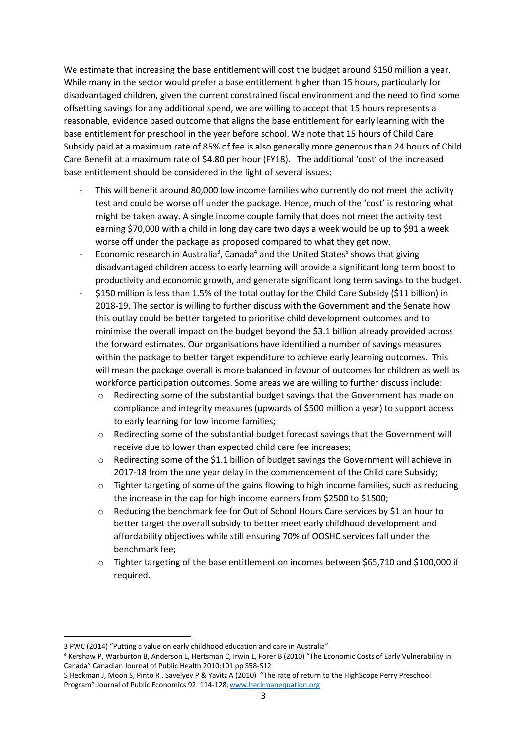We estimate that increasing the base entitlement will cost the budget around $150 million a year. While many in the sector would prefer a base entitlement higher than 15 hours, particularly for disadvantaged children, given the current constrained fiscal environment and the need to find some offsetting savings for any additional spend, we are willing to accept that 15 hours represents a reasonable, evidence based outcome that aligns the base entitlement for early learning with the base entitlement for preschool in the year before school. We note that 15 hours of Child Care Subsidy paid at a maximum rate of 85% of fee is also generally more generous than 24 hours of Child Care Benefit at a maximum rate of $4.80 per hour (FY18). The additional 'cost' of the increased base entitlement should be considered in the light of several issues:

- This will benefit around 80,000 low income families who currently do not meet the activity test and could be worse off under the package. Hence, much of the 'cost' is restoring what might be taken away. A single income couple family that does not meet the activity test earning $70,000 with a child in long day care two days a week would be up to $91 a week worse off under the package as proposed compared to what they get now.
- Economic research in Australia[3], Canada[4] and the United States[5] shows that giving disadvantaged children access to early learning will provide a significant long term boost to productivity and economic growth, and generate significant long term savings to the budget.
- $150 million is less than 1.5% of the total outlay for the Child Care Subsidy ($11 billion) in 2018-19. The sector is willing to further discuss with the Government and the Senate how this outlay could be better targeted to prioritise child development outcomes and to minimise the overall impact on the budget beyond the $3.1 billion already provided across the forward estimates. Our organisations have identified a number of savings measures within the package to better target expenditure to achieve early learning outcomes. This will mean the package overall is more balanced in favour of outcomes for children as well as workforce participation outcomes. Some areas we are willing to further discuss include:
  - Redirecting some of the substantial budget savings that the Government has made on compliance and integrity measures (upwards of $500 million a year) to support access to early learning for low income families;
  - Redirecting some of the substantial budget forecast savings that the Government will receive due to lower than expected child care fee increases;
  - Redirecting some of the $1.1 billion of budget savings the Government will achieve in 2017-18 from the one year delay in the commencement of the Child care Subsidy;
  - Tighter targeting of some of the gains flowing to high income families, such as reducing the increase in the cap for high income earners from $2500 to $1500;
  - Reducing the benchmark fee for Out of School Hours Care services by $1 an hour to better target the overall subsidy to better meet early childhood development and affordability objectives while still ensuring 70% of OOSHC services fall under the benchmark fee;
  - Tighter targeting of the base entitlement on incomes between $65,710 and $100,000.if required.

---

3 PWC (2014) "Putting a value on early childhood education and care in Australia"

4 Kershaw P, Warburton B, Anderson L, Hertsman C, Irwin L, Forer B (2010) "The Economic Costs of Early Vulnerability in Canada" Canadian Journal of Public Health 2010:101 pp S58-S12

5 Heckman J, Moon S, Pinto R , Savelyev P & Yavitz A (2010) "The rate of return to the HighScope Perry Preschool Program" Journal of Public Economics 92 114-128; www.heckmanequation.org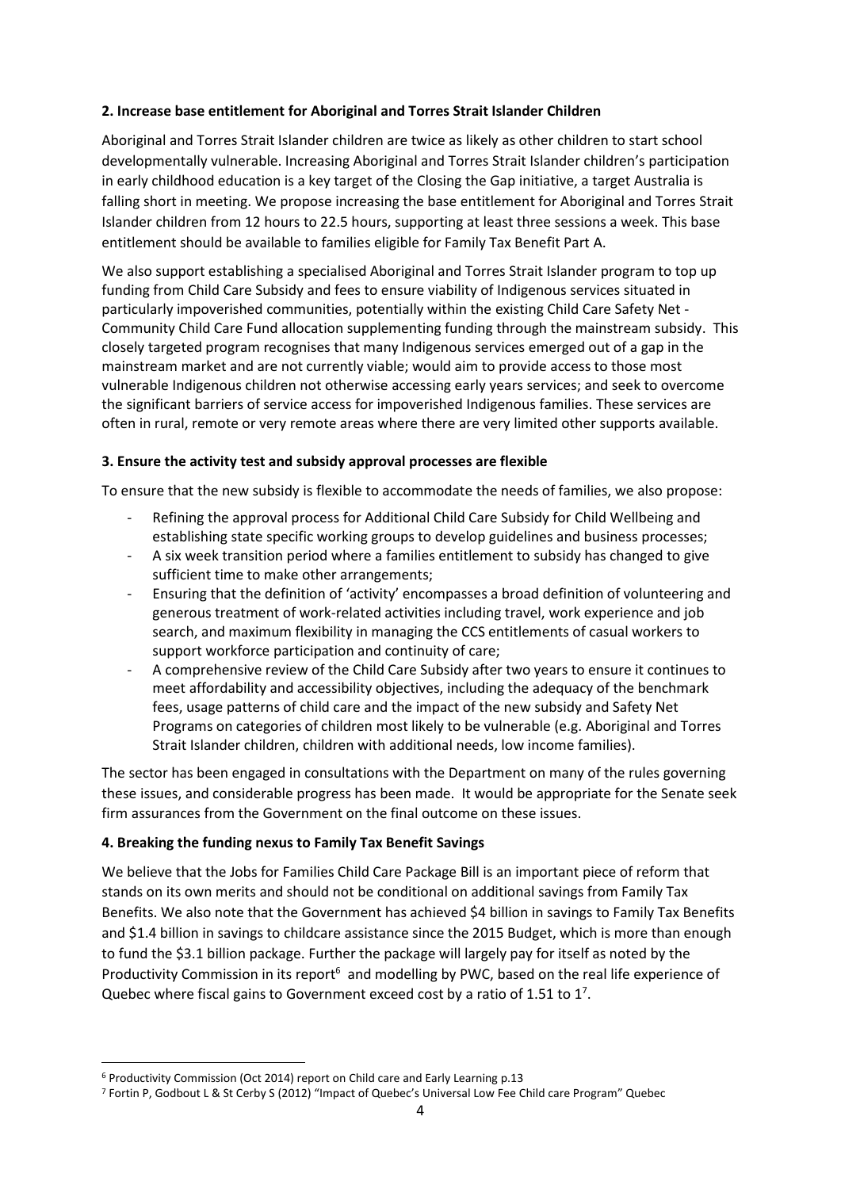**2. Increase base entitlement for Aboriginal and Torres Strait Islander Children**

Aboriginal and Torres Strait Islander children are twice as likely as other children to start school developmentally vulnerable. Increasing Aboriginal and Torres Strait Islander children's participation in early childhood education is a key target of the Closing the Gap initiative, a target Australia is falling short in meeting. We propose increasing the base entitlement for Aboriginal and Torres Strait Islander children from 12 hours to 22.5 hours, supporting at least three sessions a week. This base entitlement should be available to families eligible for Family Tax Benefit Part A.

We also support establishing a specialised Aboriginal and Torres Strait Islander program to top up funding from Child Care Subsidy and fees to ensure viability of Indigenous services situated in particularly impoverished communities, potentially within the existing Child Care Safety Net - Community Child Care Fund allocation supplementing funding through the mainstream subsidy. This closely targeted program recognises that many Indigenous services emerged out of a gap in the mainstream market and are not currently viable; would aim to provide access to those most vulnerable Indigenous children not otherwise accessing early years services; and seek to overcome the significant barriers of service access for impoverished Indigenous families. These services are often in rural, remote or very remote areas where there are very limited other supports available.

**3. Ensure the activity test and subsidy approval processes are flexible**

To ensure that the new subsidy is flexible to accommodate the needs of families, we also propose:

- Refining the approval process for Additional Child Care Subsidy for Child Wellbeing and establishing state specific working groups to develop guidelines and business processes;
- A six week transition period where a families entitlement to subsidy has changed to give sufficient time to make other arrangements;
- Ensuring that the definition of 'activity' encompasses a broad definition of volunteering and generous treatment of work-related activities including travel, work experience and job search, and maximum flexibility in managing the CCS entitlements of casual workers to support workforce participation and continuity of care;
- A comprehensive review of the Child Care Subsidy after two years to ensure it continues to meet affordability and accessibility objectives, including the adequacy of the benchmark fees, usage patterns of child care and the impact of the new subsidy and Safety Net Programs on categories of children most likely to be vulnerable (e.g. Aboriginal and Torres Strait Islander children, children with additional needs, low income families).

The sector has been engaged in consultations with the Department on many of the rules governing these issues, and considerable progress has been made. It would be appropriate for the Senate seek firm assurances from the Government on the final outcome on these issues.

**4. Breaking the funding nexus to Family Tax Benefit Savings**

We believe that the Jobs for Families Child Care Package Bill is an important piece of reform that stands on its own merits and should not be conditional on additional savings from Family Tax Benefits. We also note that the Government has achieved $4 billion in savings to Family Tax Benefits and $1.4 billion in savings to childcare assistance since the 2015 Budget, which is more than enough to fund the $3.1 billion package. Further the package will largely pay for itself as noted by the Productivity Commission in its report[6] and modelling by PWC, based on the real life experience of Quebec where fiscal gains to Government exceed cost by a ratio of 1.51 to 1[7].

[6] Productivity Commission (Oct 2014) report on Child care and Early Learning p.13

[7] Fortin P, Godbout L & St Cerby S (2012) "Impact of Quebec's Universal Low Fee Child care Program" Quebec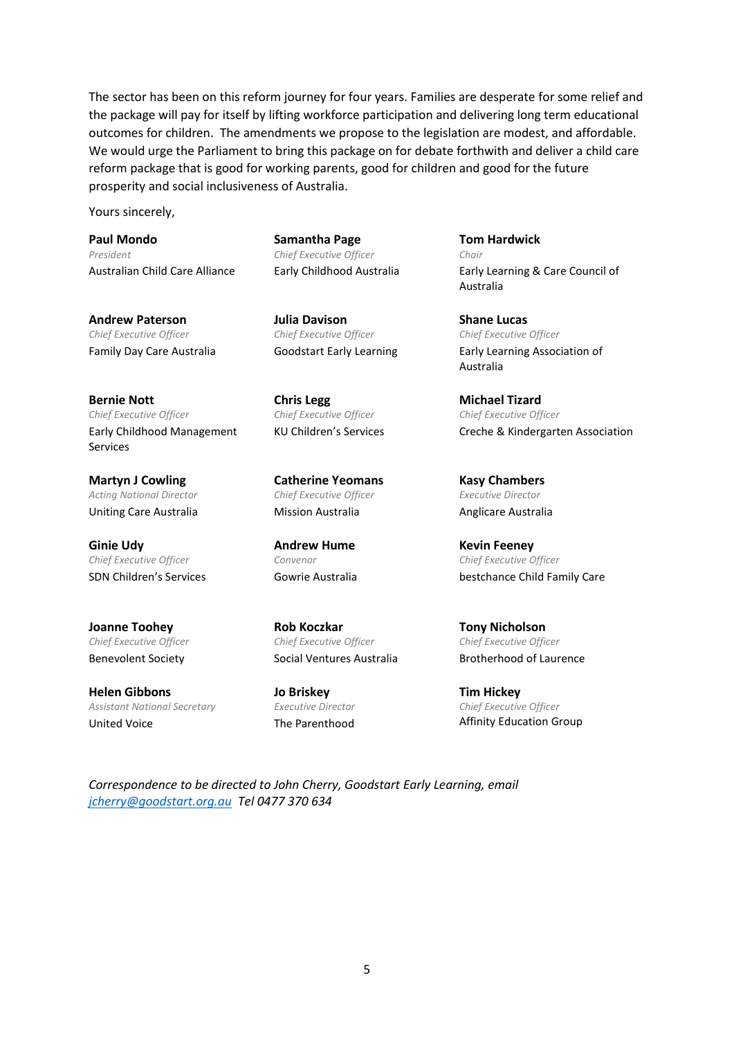The sector has been on this reform journey for four years. Families are desperate for some relief and the package will pay for itself by lifting workforce participation and delivering long term educational outcomes for children. The amendments we propose to the legislation are modest, and affordable. We would urge the Parliament to bring this package on for debate forthwith and deliver a child care reform package that is good for working parents, good for children and good for the future prosperity and social inclusiveness of Australia.

Yours sincerely,

**Paul Mondo**
*President*
Australian Child Care Alliance

**Samantha Page**
*Chief Executive Officer*
Early Childhood Australia

**Tom Hardwick**
*Chair*
Early Learning & Care Council of Australia

**Andrew Paterson**
*Chief Executive Officer*
Family Day Care Australia

**Julia Davison**
*Chief Executive Officer*
Goodstart Early Learning

**Shane Lucas**
*Chief Executive Officer*
Early Learning Association of Australia

**Bernie Nott**
*Chief Executive Officer*
Early Childhood Management Services

**Chris Legg**
*Chief Executive Officer*
KU Children's Services

**Michael Tizard**
*Chief Executive Officer*
Creche & Kindergarten Association

**Martyn J Cowling**
*Acting National Director*
Uniting Care Australia

**Catherine Yeomans**
*Chief Executive Officer*
Mission Australia

**Kasy Chambers**
*Executive Director*
Anglicare Australia

**Ginie Udy**
*Chief Executive Officer*
SDN Children's Services

**Andrew Hume**
*Convenor*
Gowrie Australia

**Kevin Feeney**
*Chief Executive Officer*
bestchance Child Family Care

**Joanne Toohey**
*Chief Executive Officer*
Benevolent Society

**Rob Koczkar**
*Chief Executive Officer*
Social Ventures Australia

**Tony Nicholson**
*Chief Executive Officer*
Brotherhood of Laurence

**Helen Gibbons**
*Assistant National Secretary*
United Voice

**Jo Briskey**
*Executive Director*
The Parenthood

**Tim Hickey**
*Chief Executive Officer*
Affinity Education Group

*Correspondence to be directed to John Cherry, Goodstart Early Learning, email jcherry@goodstart.org.au Tel 0477 370 634*